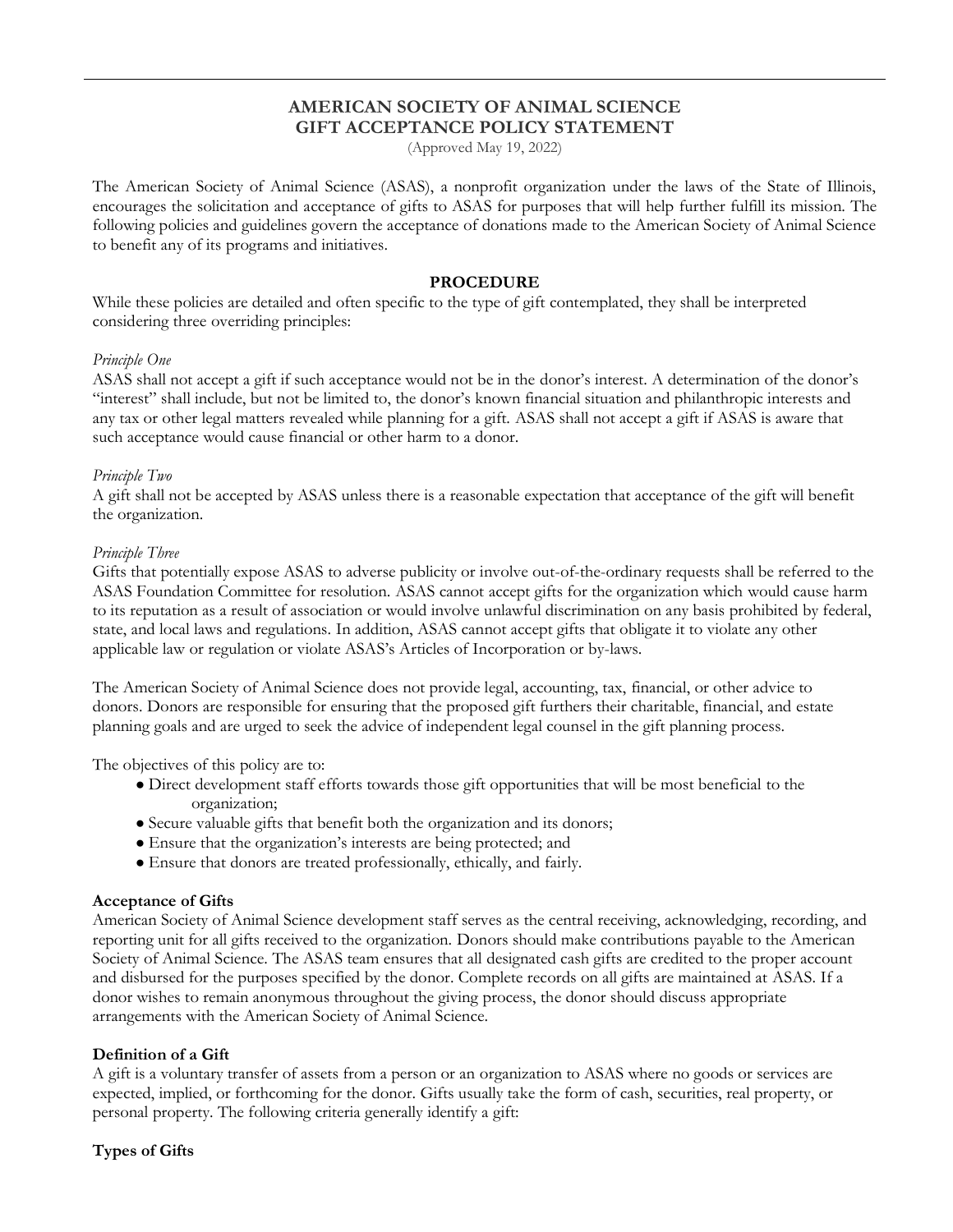# AMERICAN SOCIETY OF ANIMAL SCIENCE
# GIFT ACCEPTANCE POLICY STATEMENT

(Approved May 19, 2022)

The American Society of Animal Science (ASAS), a nonprofit organization under the laws of the State of Illinois, encourages the solicitation and acceptance of gifts to ASAS for purposes that will help further fulfill its mission. The following policies and guidelines govern the acceptance of donations made to the American Society of Animal Science to benefit any of its programs and initiatives.

## PROCEDURE

While these policies are detailed and often specific to the type of gift contemplated, they shall be interpreted considering three overriding principles:

*Principle One*

ASAS shall not accept a gift if such acceptance would not be in the donor's interest. A determination of the donor's "interest" shall include, but not be limited to, the donor's known financial situation and philanthropic interests and any tax or other legal matters revealed while planning for a gift. ASAS shall not accept a gift if ASAS is aware that such acceptance would cause financial or other harm to a donor.

*Principle Two*

A gift shall not be accepted by ASAS unless there is a reasonable expectation that acceptance of the gift will benefit the organization.

*Principle Three*

Gifts that potentially expose ASAS to adverse publicity or involve out-of-the-ordinary requests shall be referred to the ASAS Foundation Committee for resolution. ASAS cannot accept gifts for the organization which would cause harm to its reputation as a result of association or would involve unlawful discrimination on any basis prohibited by federal, state, and local laws and regulations. In addition, ASAS cannot accept gifts that obligate it to violate any other applicable law or regulation or violate ASAS's Articles of Incorporation or by-laws.

The American Society of Animal Science does not provide legal, accounting, tax, financial, or other advice to donors. Donors are responsible for ensuring that the proposed gift furthers their charitable, financial, and estate planning goals and are urged to seek the advice of independent legal counsel in the gift planning process.

The objectives of this policy are to:

- Direct development staff efforts towards those gift opportunities that will be most beneficial to the organization;
- Secure valuable gifts that benefit both the organization and its donors;
- Ensure that the organization's interests are being protected; and
- Ensure that donors are treated professionally, ethically, and fairly.

**Acceptance of Gifts**

American Society of Animal Science development staff serves as the central receiving, acknowledging, recording, and reporting unit for all gifts received to the organization. Donors should make contributions payable to the American Society of Animal Science. The ASAS team ensures that all designated cash gifts are credited to the proper account and disbursed for the purposes specified by the donor. Complete records on all gifts are maintained at ASAS. If a donor wishes to remain anonymous throughout the giving process, the donor should discuss appropriate arrangements with the American Society of Animal Science.

**Definition of a Gift**

A gift is a voluntary transfer of assets from a person or an organization to ASAS where no goods or services are expected, implied, or forthcoming for the donor. Gifts usually take the form of cash, securities, real property, or personal property. The following criteria generally identify a gift:

**Types of Gifts**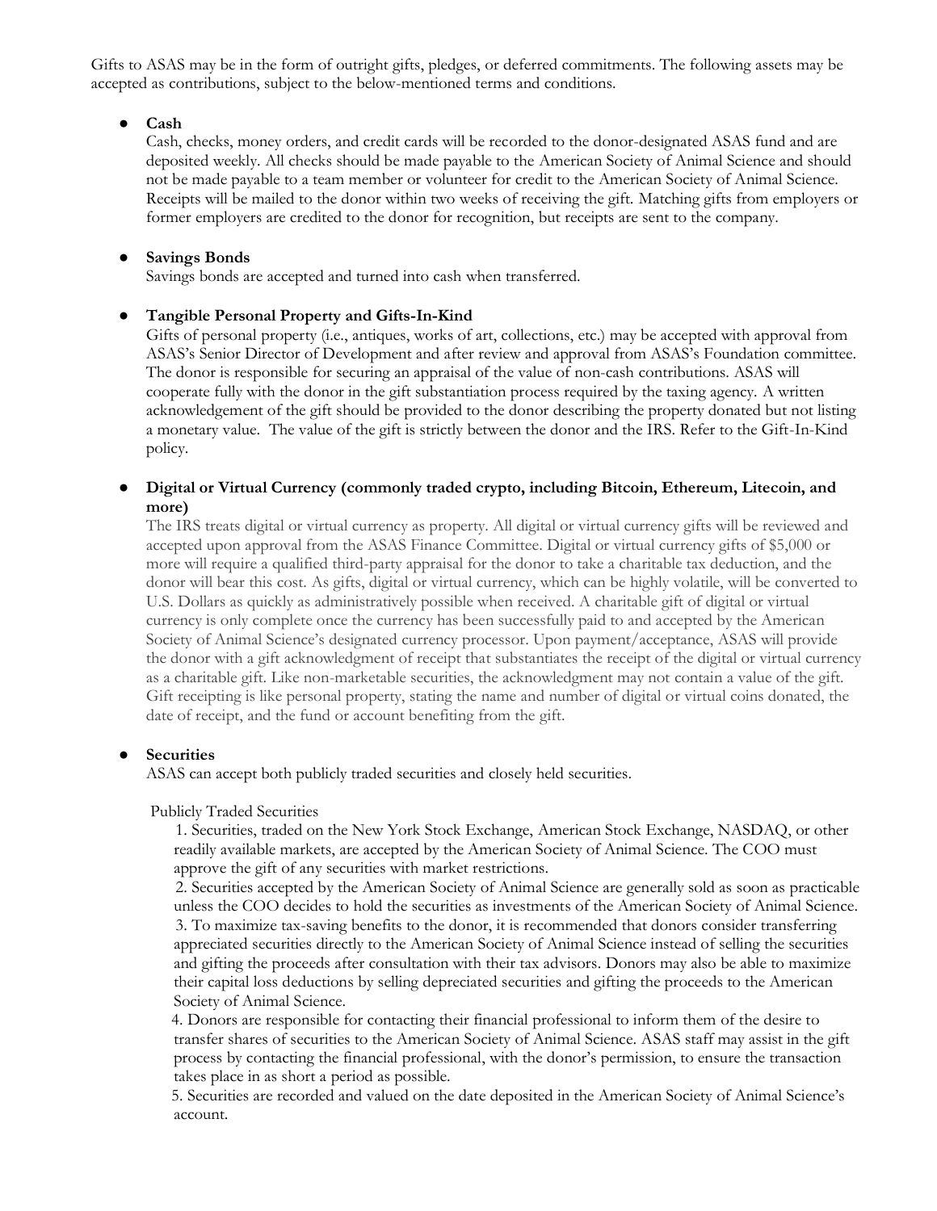Gifts to ASAS may be in the form of outright gifts, pledges, or deferred commitments. The following assets may be accepted as contributions, subject to the below-mentioned terms and conditions.

- **Cash**
  Cash, checks, money orders, and credit cards will be recorded to the donor-designated ASAS fund and are deposited weekly. All checks should be made payable to the American Society of Animal Science and should not be made payable to a team member or volunteer for credit to the American Society of Animal Science. Receipts will be mailed to the donor within two weeks of receiving the gift. Matching gifts from employers or former employers are credited to the donor for recognition, but receipts are sent to the company.

- **Savings Bonds**
  Savings bonds are accepted and turned into cash when transferred.

- **Tangible Personal Property and Gifts-In-Kind**
  Gifts of personal property (i.e., antiques, works of art, collections, etc.) may be accepted with approval from ASAS's Senior Director of Development and after review and approval from ASAS's Foundation committee. The donor is responsible for securing an appraisal of the value of non-cash contributions. ASAS will cooperate fully with the donor in the gift substantiation process required by the taxing agency. A written acknowledgement of the gift should be provided to the donor describing the property donated but not listing a monetary value. The value of the gift is strictly between the donor and the IRS. Refer to the Gift-In-Kind policy.

- **Digital or Virtual Currency (commonly traded crypto, including Bitcoin, Ethereum, Litecoin, and more)**
  The IRS treats digital or virtual currency as property. All digital or virtual currency gifts will be reviewed and accepted upon approval from the ASAS Finance Committee. Digital or virtual currency gifts of $5,000 or more will require a qualified third-party appraisal for the donor to take a charitable tax deduction, and the donor will bear this cost. As gifts, digital or virtual currency, which can be highly volatile, will be converted to U.S. Dollars as quickly as administratively possible when received. A charitable gift of digital or virtual currency is only complete once the currency has been successfully paid to and accepted by the American Society of Animal Science's designated currency processor. Upon payment/acceptance, ASAS will provide the donor with a gift acknowledgment of receipt that substantiates the receipt of the digital or virtual currency as a charitable gift. Like non-marketable securities, the acknowledgment may not contain a value of the gift. Gift receipting is like personal property, stating the name and number of digital or virtual coins donated, the date of receipt, and the fund or account benefiting from the gift.

- **Securities**
  ASAS can accept both publicly traded securities and closely held securities.

  Publicly Traded Securities

  1. Securities, traded on the New York Stock Exchange, American Stock Exchange, NASDAQ, or other readily available markets, are accepted by the American Society of Animal Science. The COO must approve the gift of any securities with market restrictions.
  2. Securities accepted by the American Society of Animal Science are generally sold as soon as practicable unless the COO decides to hold the securities as investments of the American Society of Animal Science.
  3. To maximize tax-saving benefits to the donor, it is recommended that donors consider transferring appreciated securities directly to the American Society of Animal Science instead of selling the securities and gifting the proceeds after consultation with their tax advisors. Donors may also be able to maximize their capital loss deductions by selling depreciated securities and gifting the proceeds to the American Society of Animal Science.
  4. Donors are responsible for contacting their financial professional to inform them of the desire to transfer shares of securities to the American Society of Animal Science. ASAS staff may assist in the gift process by contacting the financial professional, with the donor's permission, to ensure the transaction takes place in as short a period as possible.
  5. Securities are recorded and valued on the date deposited in the American Society of Animal Science's account.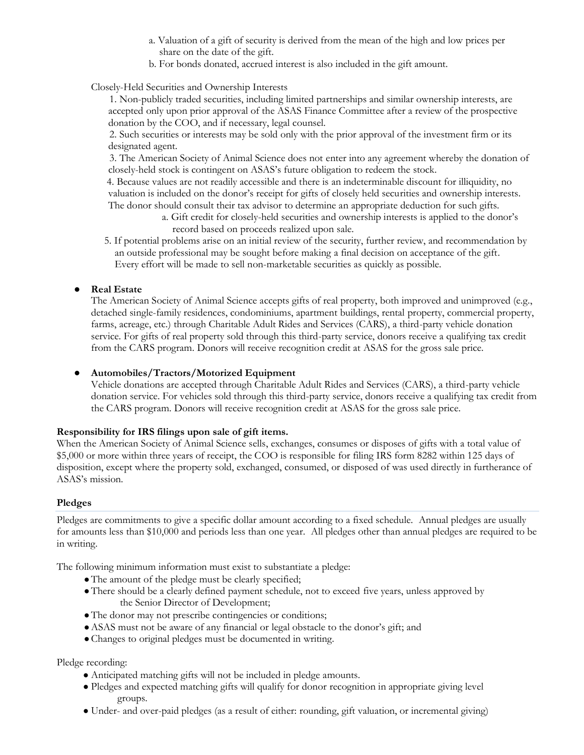a. Valuation of a gift of security is derived from the mean of the high and low prices per share on the date of the gift.

b. For bonds donated, accrued interest is also included in the gift amount.

Closely-Held Securities and Ownership Interests

1. Non-publicly traded securities, including limited partnerships and similar ownership interests, are accepted only upon prior approval of the ASAS Finance Committee after a review of the prospective donation by the COO, and if necessary, legal counsel.
2. Such securities or interests may be sold only with the prior approval of the investment firm or its designated agent.
3. The American Society of Animal Science does not enter into any agreement whereby the donation of closely-held stock is contingent on ASAS's future obligation to redeem the stock.
4. Because values are not readily accessible and there is an indeterminable discount for illiquidity, no valuation is included on the donor's receipt for gifts of closely held securities and ownership interests. The donor should consult their tax advisor to determine an appropriate deduction for such gifts.
   a. Gift credit for closely-held securities and ownership interests is applied to the donor's record based on proceeds realized upon sale.
5. If potential problems arise on an initial review of the security, further review, and recommendation by an outside professional may be sought before making a final decision on acceptance of the gift. Every effort will be made to sell non-marketable securities as quickly as possible.

- **Real Estate**
  The American Society of Animal Science accepts gifts of real property, both improved and unimproved (e.g., detached single-family residences, condominiums, apartment buildings, rental property, commercial property, farms, acreage, etc.) through Charitable Adult Rides and Services (CARS), a third-party vehicle donation service. For gifts of real property sold through this third-party service, donors receive a qualifying tax credit from the CARS program. Donors will receive recognition credit at ASAS for the gross sale price.

- **Automobiles/Tractors/Motorized Equipment**
  Vehicle donations are accepted through Charitable Adult Rides and Services (CARS), a third-party vehicle donation service. For vehicles sold through this third-party service, donors receive a qualifying tax credit from the CARS program. Donors will receive recognition credit at ASAS for the gross sale price.

**Responsibility for IRS filings upon sale of gift items.**

When the American Society of Animal Science sells, exchanges, consumes or disposes of gifts with a total value of $5,000 or more within three years of receipt, the COO is responsible for filing IRS form 8282 within 125 days of disposition, except where the property sold, exchanged, consumed, or disposed of was used directly in furtherance of ASAS's mission.

**Pledges**

Pledges are commitments to give a specific dollar amount according to a fixed schedule. Annual pledges are usually for amounts less than $10,000 and periods less than one year. All pledges other than annual pledges are required to be in writing.

The following minimum information must exist to substantiate a pledge:

- The amount of the pledge must be clearly specified;
- There should be a clearly defined payment schedule, not to exceed five years, unless approved by the Senior Director of Development;
- The donor may not prescribe contingencies or conditions;
- ASAS must not be aware of any financial or legal obstacle to the donor's gift; and
- Changes to original pledges must be documented in writing.

Pledge recording:

- Anticipated matching gifts will not be included in pledge amounts.
- Pledges and expected matching gifts will qualify for donor recognition in appropriate giving level groups.
- Under- and over-paid pledges (as a result of either: rounding, gift valuation, or incremental giving)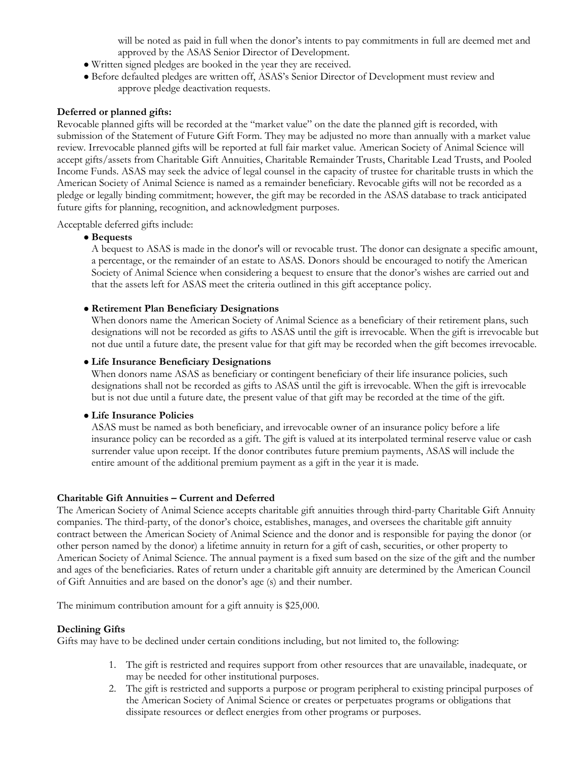will be noted as paid in full when the donor's intents to pay commitments in full are deemed met and approved by the ASAS Senior Director of Development.

- Written signed pledges are booked in the year they are received.
- Before defaulted pledges are written off, ASAS's Senior Director of Development must review and approve pledge deactivation requests.

**Deferred or planned gifts:**

Revocable planned gifts will be recorded at the "market value" on the date the planned gift is recorded, with submission of the Statement of Future Gift Form. They may be adjusted no more than annually with a market value review. Irrevocable planned gifts will be reported at full fair market value. American Society of Animal Science will accept gifts/assets from Charitable Gift Annuities, Charitable Remainder Trusts, Charitable Lead Trusts, and Pooled Income Funds. ASAS may seek the advice of legal counsel in the capacity of trustee for charitable trusts in which the American Society of Animal Science is named as a remainder beneficiary. Revocable gifts will not be recorded as a pledge or legally binding commitment; however, the gift may be recorded in the ASAS database to track anticipated future gifts for planning, recognition, and acknowledgment purposes.

Acceptable deferred gifts include:

- **Bequests**
  A bequest to ASAS is made in the donor's will or revocable trust. The donor can designate a specific amount, a percentage, or the remainder of an estate to ASAS. Donors should be encouraged to notify the American Society of Animal Science when considering a bequest to ensure that the donor's wishes are carried out and that the assets left for ASAS meet the criteria outlined in this gift acceptance policy.

- **Retirement Plan Beneficiary Designations**
  When donors name the American Society of Animal Science as a beneficiary of their retirement plans, such designations will not be recorded as gifts to ASAS until the gift is irrevocable. When the gift is irrevocable but not due until a future date, the present value for that gift may be recorded when the gift becomes irrevocable.

- **Life Insurance Beneficiary Designations**
  When donors name ASAS as beneficiary or contingent beneficiary of their life insurance policies, such designations shall not be recorded as gifts to ASAS until the gift is irrevocable. When the gift is irrevocable but is not due until a future date, the present value of that gift may be recorded at the time of the gift.

- **Life Insurance Policies**
  ASAS must be named as both beneficiary, and irrevocable owner of an insurance policy before a life insurance policy can be recorded as a gift. The gift is valued at its interpolated terminal reserve value or cash surrender value upon receipt. If the donor contributes future premium payments, ASAS will include the entire amount of the additional premium payment as a gift in the year it is made.

**Charitable Gift Annuities – Current and Deferred**

The American Society of Animal Science accepts charitable gift annuities through third-party Charitable Gift Annuity companies. The third-party, of the donor's choice, establishes, manages, and oversees the charitable gift annuity contract between the American Society of Animal Science and the donor and is responsible for paying the donor (or other person named by the donor) a lifetime annuity in return for a gift of cash, securities, or other property to American Society of Animal Science. The annual payment is a fixed sum based on the size of the gift and the number and ages of the beneficiaries. Rates of return under a charitable gift annuity are determined by the American Council of Gift Annuities and are based on the donor's age (s) and their number.

The minimum contribution amount for a gift annuity is $25,000.

**Declining Gifts**

Gifts may have to be declined under certain conditions including, but not limited to, the following:

1. The gift is restricted and requires support from other resources that are unavailable, inadequate, or may be needed for other institutional purposes.
2. The gift is restricted and supports a purpose or program peripheral to existing principal purposes of the American Society of Animal Science or creates or perpetuates programs or obligations that dissipate resources or deflect energies from other programs or purposes.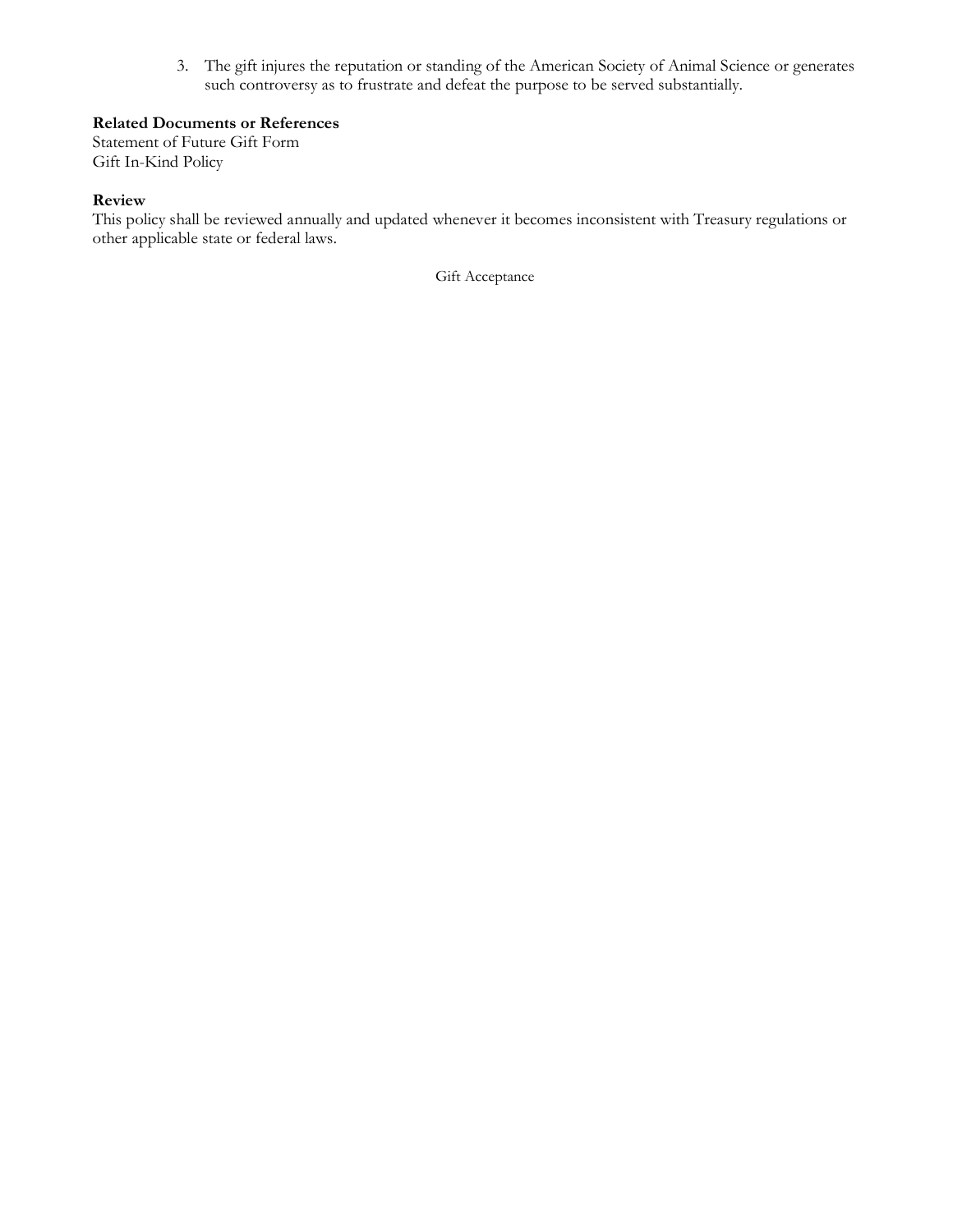3. The gift injures the reputation or standing of the American Society of Animal Science or generates such controversy as to frustrate and defeat the purpose to be served substantially.

**Related Documents or References**
Statement of Future Gift Form
Gift In-Kind Policy

**Review**
This policy shall be reviewed annually and updated whenever it becomes inconsistent with Treasury regulations or other applicable state or federal laws.